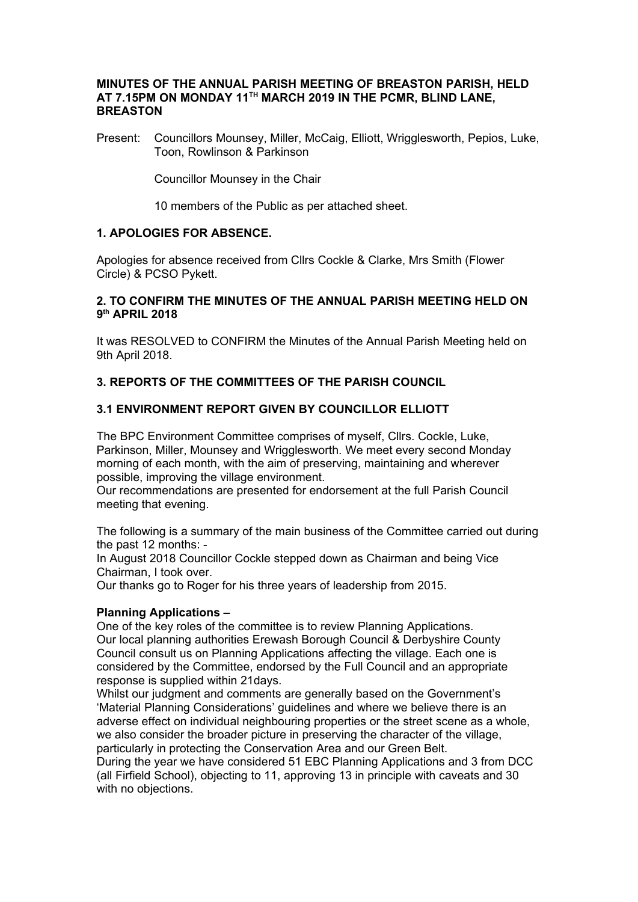**MINUTES OF THE ANNUAL PARISH MEETING OF BREASTON PARISH, HELD AT 7.15PM ON MONDAY 11TH MARCH 2019 IN THE PCMR, BLIND LANE, BREASTON**

Present: Councillors Mounsey, Miller, McCaig, Elliott, Wrigglesworth, Pepios, Luke, Toon, Rowlinson & Parkinson

Councillor Mounsey in the Chair

10 members of the Public as per attached sheet.

## 1. APOLOGIES FOR ABSENCE.

Apologies for absence received from Cllrs Cockle & Clarke, Mrs Smith (Flower Circle) & PCSO Pykett.

## 2. TO CONFIRM THE MINUTES OF THE ANNUAL PARISH MEETING HELD ON 9th APRIL 2018

It was RESOLVED to CONFIRM the Minutes of the Annual Parish Meeting held on 9th April 2018.

## 3. REPORTS OF THE COMMITTEES OF THE PARISH COUNCIL

### 3.1 ENVIRONMENT REPORT GIVEN BY COUNCILLOR ELLIOTT

The BPC Environment Committee comprises of myself, Cllrs. Cockle, Luke, Parkinson, Miller, Mounsey and Wrigglesworth. We meet every second Monday morning of each month, with the aim of preserving, maintaining and wherever possible, improving the village environment.
Our recommendations are presented for endorsement at the full Parish Council meeting that evening.

The following is a summary of the main business of the Committee carried out during the past 12 months: -
In August 2018 Councillor Cockle stepped down as Chairman and being Vice Chairman, I took over.
Our thanks go to Roger for his three years of leadership from 2015.

**Planning Applications –**
One of the key roles of the committee is to review Planning Applications.
Our local planning authorities Erewash Borough Council & Derbyshire County Council consult us on Planning Applications affecting the village. Each one is considered by the Committee, endorsed by the Full Council and an appropriate response is supplied within 21days.
Whilst our judgment and comments are generally based on the Government's 'Material Planning Considerations' guidelines and where we believe there is an adverse effect on individual neighbouring properties or the street scene as a whole, we also consider the broader picture in preserving the character of the village, particularly in protecting the Conservation Area and our Green Belt.
During the year we have considered 51 EBC Planning Applications and 3 from DCC (all Firfield School), objecting to 11, approving 13 in principle with caveats and 30 with no objections.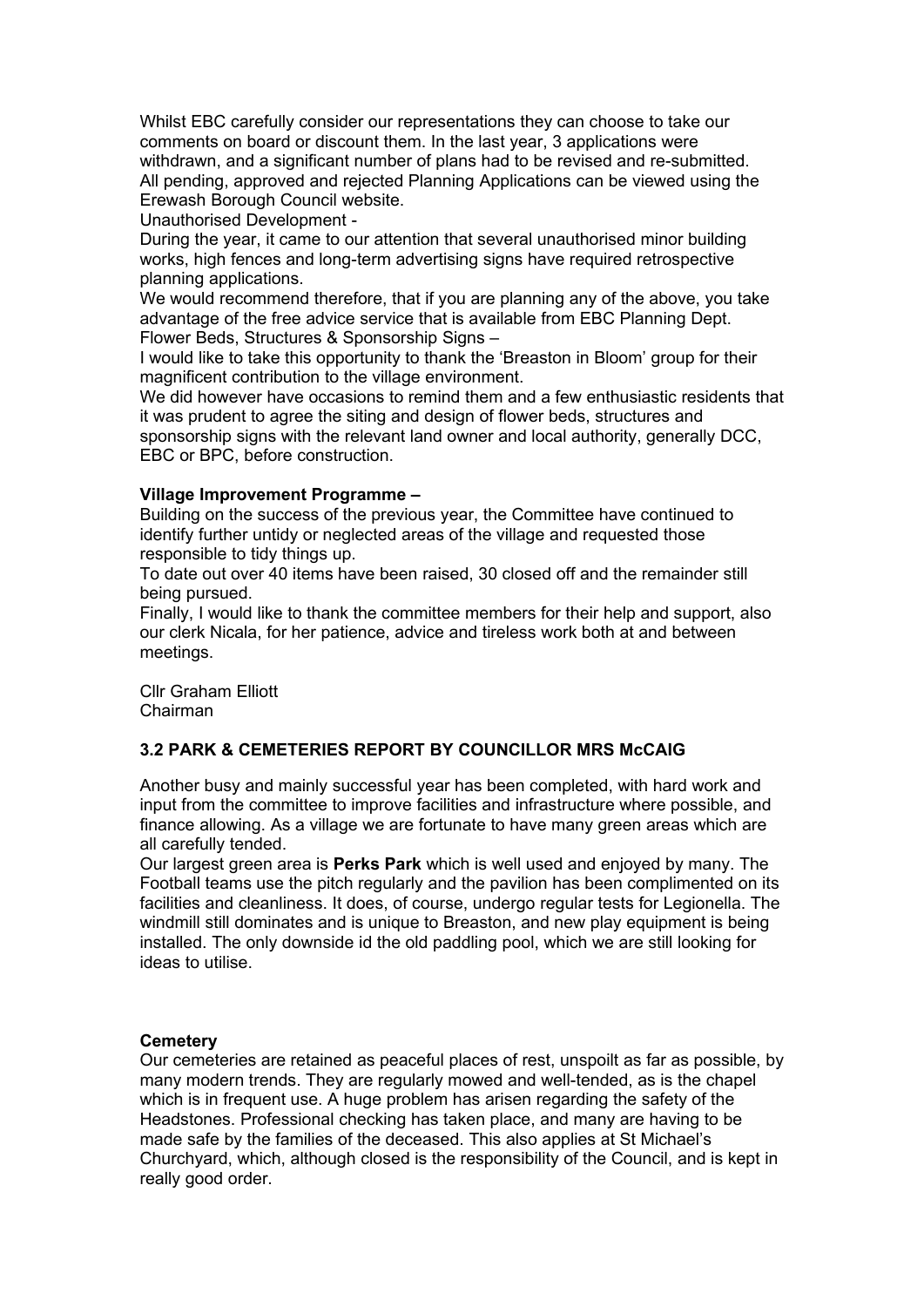Whilst EBC carefully consider our representations they can choose to take our comments on board or discount them. In the last year, 3 applications were withdrawn, and a significant number of plans had to be revised and re-submitted. All pending, approved and rejected Planning Applications can be viewed using the Erewash Borough Council website.

Unauthorised Development -

During the year, it came to our attention that several unauthorised minor building works, high fences and long-term advertising signs have required retrospective planning applications.

We would recommend therefore, that if you are planning any of the above, you take advantage of the free advice service that is available from EBC Planning Dept.

Flower Beds, Structures & Sponsorship Signs –

I would like to take this opportunity to thank the 'Breaston in Bloom' group for their magnificent contribution to the village environment.

We did however have occasions to remind them and a few enthusiastic residents that it was prudent to agree the siting and design of flower beds, structures and sponsorship signs with the relevant land owner and local authority, generally DCC, EBC or BPC, before construction.

**Village Improvement Programme –**

Building on the success of the previous year, the Committee have continued to identify further untidy or neglected areas of the village and requested those responsible to tidy things up.

To date out over 40 items have been raised, 30 closed off and the remainder still being pursued.

Finally, I would like to thank the committee members for their help and support, also our clerk Nicala, for her patience, advice and tireless work both at and between meetings.

Cllr Graham Elliott
Chairman

### 3.2 PARK & CEMETERIES REPORT BY COUNCILLOR MRS McCAIG

Another busy and mainly successful year has been completed, with hard work and input from the committee to improve facilities and infrastructure where possible, and finance allowing. As a village we are fortunate to have many green areas which are all carefully tended.

Our largest green area is **Perks Park** which is well used and enjoyed by many. The Football teams use the pitch regularly and the pavilion has been complimented on its facilities and cleanliness. It does, of course, undergo regular tests for Legionella. The windmill still dominates and is unique to Breaston, and new play equipment is being installed. The only downside id the old paddling pool, which we are still looking for ideas to utilise.

**Cemetery**

Our cemeteries are retained as peaceful places of rest, unspoilt as far as possible, by many modern trends. They are regularly mowed and well-tended, as is the chapel which is in frequent use. A huge problem has arisen regarding the safety of the Headstones. Professional checking has taken place, and many are having to be made safe by the families of the deceased. This also applies at St Michael's Churchyard, which, although closed is the responsibility of the Council, and is kept in really good order.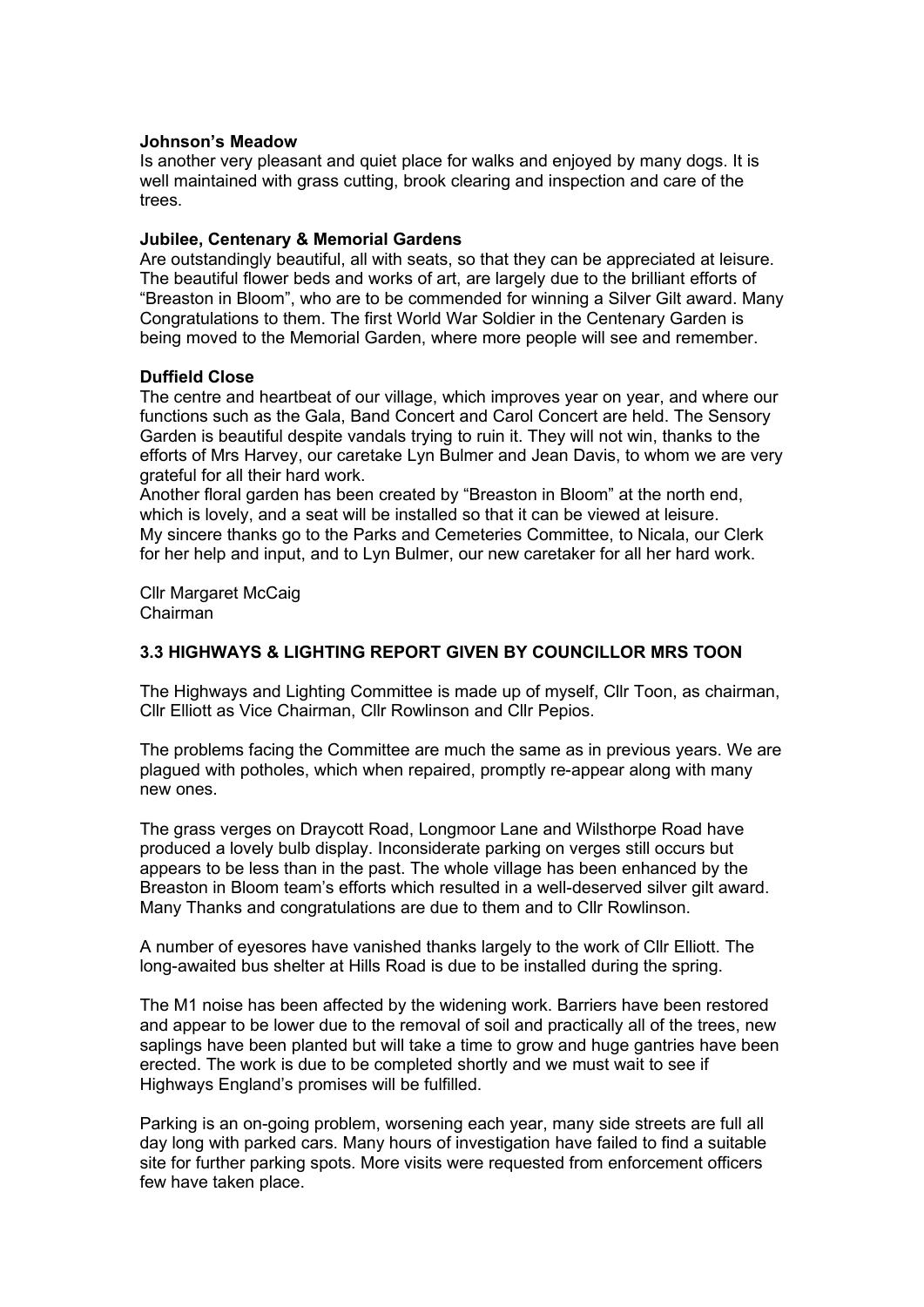**Johnson's Meadow**
Is another very pleasant and quiet place for walks and enjoyed by many dogs. It is well maintained with grass cutting, brook clearing and inspection and care of the trees.

**Jubilee, Centenary & Memorial Gardens**
Are outstandingly beautiful, all with seats, so that they can be appreciated at leisure. The beautiful flower beds and works of art, are largely due to the brilliant efforts of "Breaston in Bloom", who are to be commended for winning a Silver Gilt award. Many Congratulations to them. The first World War Soldier in the Centenary Garden is being moved to the Memorial Garden, where more people will see and remember.

**Duffield Close**
The centre and heartbeat of our village, which improves year on year, and where our functions such as the Gala, Band Concert and Carol Concert are held. The Sensory Garden is beautiful despite vandals trying to ruin it. They will not win, thanks to the efforts of Mrs Harvey, our caretake Lyn Bulmer and Jean Davis, to whom we are very grateful for all their hard work.
Another floral garden has been created by "Breaston in Bloom" at the north end, which is lovely, and a seat will be installed so that it can be viewed at leisure.
My sincere thanks go to the Parks and Cemeteries Committee, to Nicala, our Clerk for her help and input, and to Lyn Bulmer, our new caretaker for all her hard work.

Cllr Margaret McCaig
Chairman

### 3.3 HIGHWAYS & LIGHTING REPORT GIVEN BY COUNCILLOR MRS TOON

The Highways and Lighting Committee is made up of myself, Cllr Toon, as chairman, Cllr Elliott as Vice Chairman, Cllr Rowlinson and Cllr Pepios.

The problems facing the Committee are much the same as in previous years. We are plagued with potholes, which when repaired, promptly re-appear along with many new ones.

The grass verges on Draycott Road, Longmoor Lane and Wilsthorpe Road have produced a lovely bulb display. Inconsiderate parking on verges still occurs but appears to be less than in the past. The whole village has been enhanced by the Breaston in Bloom team's efforts which resulted in a well-deserved silver gilt award. Many Thanks and congratulations are due to them and to Cllr Rowlinson.

A number of eyesores have vanished thanks largely to the work of Cllr Elliott. The long-awaited bus shelter at Hills Road is due to be installed during the spring.

The M1 noise has been affected by the widening work. Barriers have been restored and appear to be lower due to the removal of soil and practically all of the trees, new saplings have been planted but will take a time to grow and huge gantries have been erected. The work is due to be completed shortly and we must wait to see if Highways England's promises will be fulfilled.

Parking is an on-going problem, worsening each year, many side streets are full all day long with parked cars. Many hours of investigation have failed to find a suitable site for further parking spots. More visits were requested from enforcement officers few have taken place.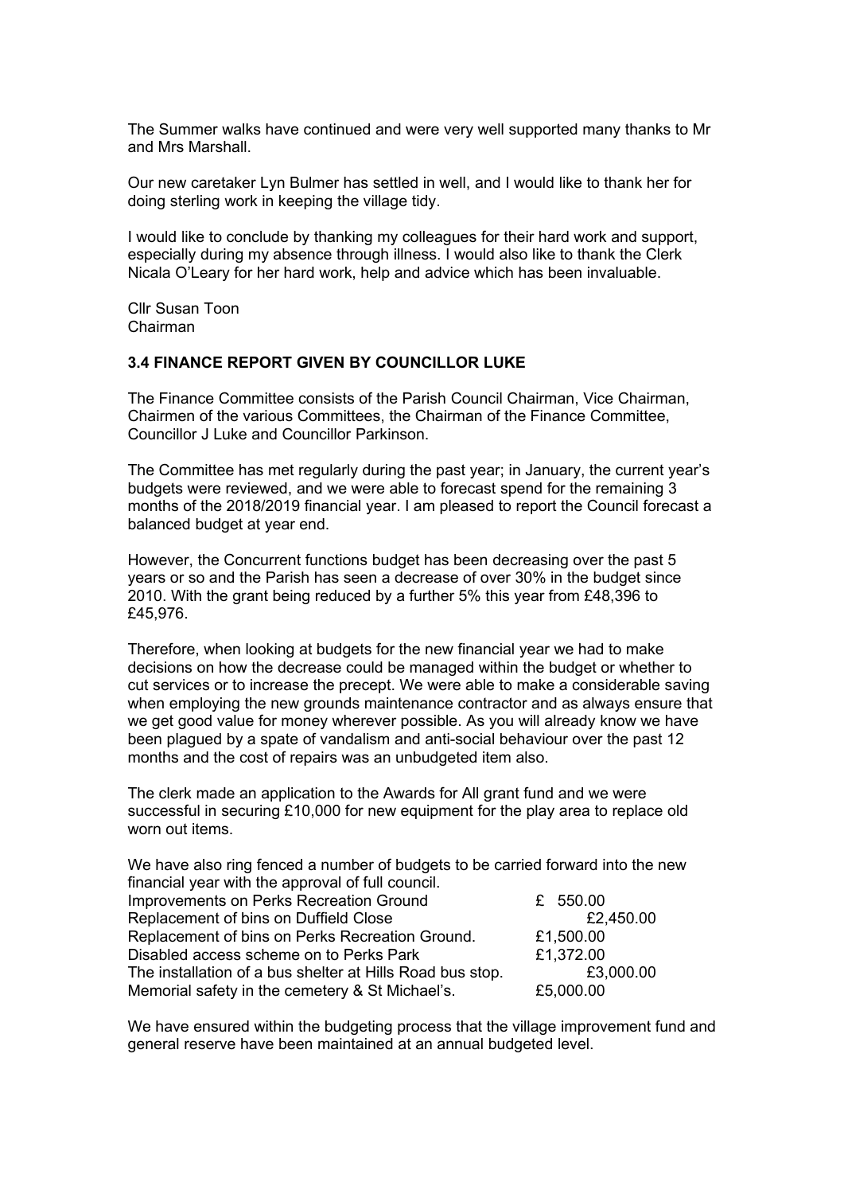The Summer walks have continued and were very well supported many thanks to Mr and Mrs Marshall.

Our new caretaker Lyn Bulmer has settled in well, and I would like to thank her for doing sterling work in keeping the village tidy.

I would like to conclude by thanking my colleagues for their hard work and support, especially during my absence through illness. I would also like to thank the Clerk Nicala O'Leary for her hard work, help and advice which has been invaluable.

Cllr Susan Toon
Chairman

### 3.4 FINANCE REPORT GIVEN BY COUNCILLOR LUKE

The Finance Committee consists of the Parish Council Chairman, Vice Chairman, Chairmen of the various Committees, the Chairman of the Finance Committee, Councillor J Luke and Councillor Parkinson.

The Committee has met regularly during the past year; in January, the current year's budgets were reviewed, and we were able to forecast spend for the remaining 3 months of the 2018/2019 financial year. I am pleased to report the Council forecast a balanced budget at year end.

However, the Concurrent functions budget has been decreasing over the past 5 years or so and the Parish has seen a decrease of over 30% in the budget since 2010. With the grant being reduced by a further 5% this year from £48,396 to £45,976.

Therefore, when looking at budgets for the new financial year we had to make decisions on how the decrease could be managed within the budget or whether to cut services or to increase the precept. We were able to make a considerable saving when employing the new grounds maintenance contractor and as always ensure that we get good value for money wherever possible. As you will already know we have been plagued by a spate of vandalism and anti-social behaviour over the past 12 months and the cost of repairs was an unbudgeted item also.

The clerk made an application to the Awards for All grant fund and we were successful in securing £10,000 for new equipment for the play area to replace old worn out items.

We have also ring fenced a number of budgets to be carried forward into the new financial year with the approval of full council.

| | |
|---|---|
| Improvements on Perks Recreation Ground | £ 550.00 |
| Replacement of bins on Duffield Close | £2,450.00 |
| Replacement of bins on Perks Recreation Ground. | £1,500.00 |
| Disabled access scheme on to Perks Park | £1,372.00 |
| The installation of a bus shelter at Hills Road bus stop. | £3,000.00 |
| Memorial safety in the cemetery & St Michael's. | £5,000.00 |

We have ensured within the budgeting process that the village improvement fund and general reserve have been maintained at an annual budgeted level.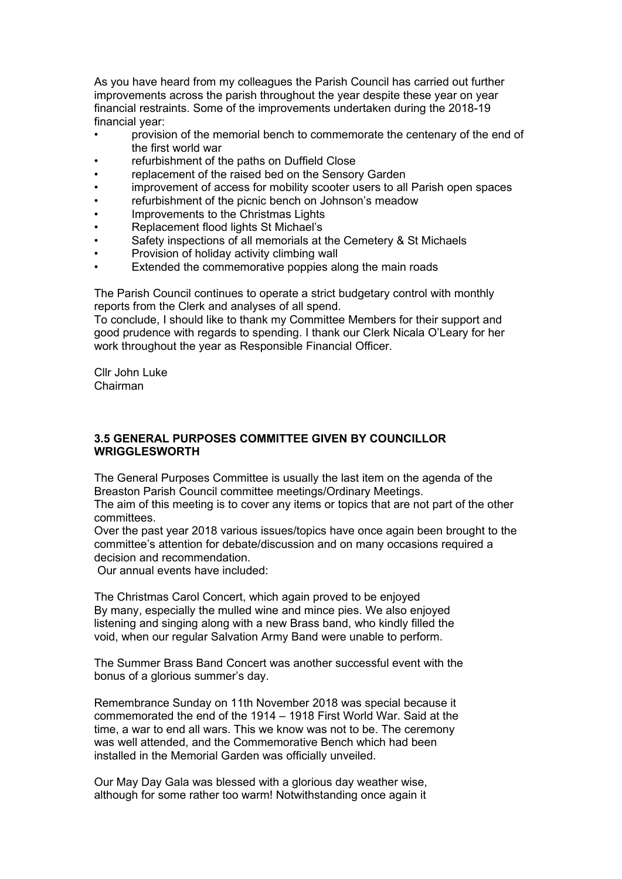As you have heard from my colleagues the Parish Council has carried out further improvements across the parish throughout the year despite these year on year financial restraints. Some of the improvements undertaken during the 2018-19 financial year:

- provision of the memorial bench to commemorate the centenary of the end of the first world war
- refurbishment of the paths on Duffield Close
- replacement of the raised bed on the Sensory Garden
- improvement of access for mobility scooter users to all Parish open spaces
- refurbishment of the picnic bench on Johnson's meadow
- Improvements to the Christmas Lights
- Replacement flood lights St Michael's
- Safety inspections of all memorials at the Cemetery & St Michaels
- Provision of holiday activity climbing wall
- Extended the commemorative poppies along the main roads

The Parish Council continues to operate a strict budgetary control with monthly reports from the Clerk and analyses of all spend.
To conclude, I should like to thank my Committee Members for their support and good prudence with regards to spending. I thank our Clerk Nicala O'Leary for her work throughout the year as Responsible Financial Officer.

Cllr John Luke
Chairman

**3.5 GENERAL PURPOSES COMMITTEE GIVEN BY COUNCILLOR WRIGGLESWORTH**

The General Purposes Committee is usually the last item on the agenda of the Breaston Parish Council committee meetings/Ordinary Meetings.
The aim of this meeting is to cover any items or topics that are not part of the other committees.
Over the past year 2018 various issues/topics have once again been brought to the committee's attention for debate/discussion and on many occasions required a decision and recommendation.
Our annual events have included:

The Christmas Carol Concert, which again proved to be enjoyed By many, especially the mulled wine and mince pies. We also enjoyed listening and singing along with a new Brass band, who kindly filled the void, when our regular Salvation Army Band were unable to perform.

The Summer Brass Band Concert was another successful event with the bonus of a glorious summer's day.

Remembrance Sunday on 11th November 2018 was special because it commemorated the end of the 1914 – 1918 First World War. Said at the time, a war to end all wars. This we know was not to be. The ceremony was well attended, and the Commemorative Bench which had been installed in the Memorial Garden was officially unveiled.

Our May Day Gala was blessed with a glorious day weather wise, although for some rather too warm! Notwithstanding once again it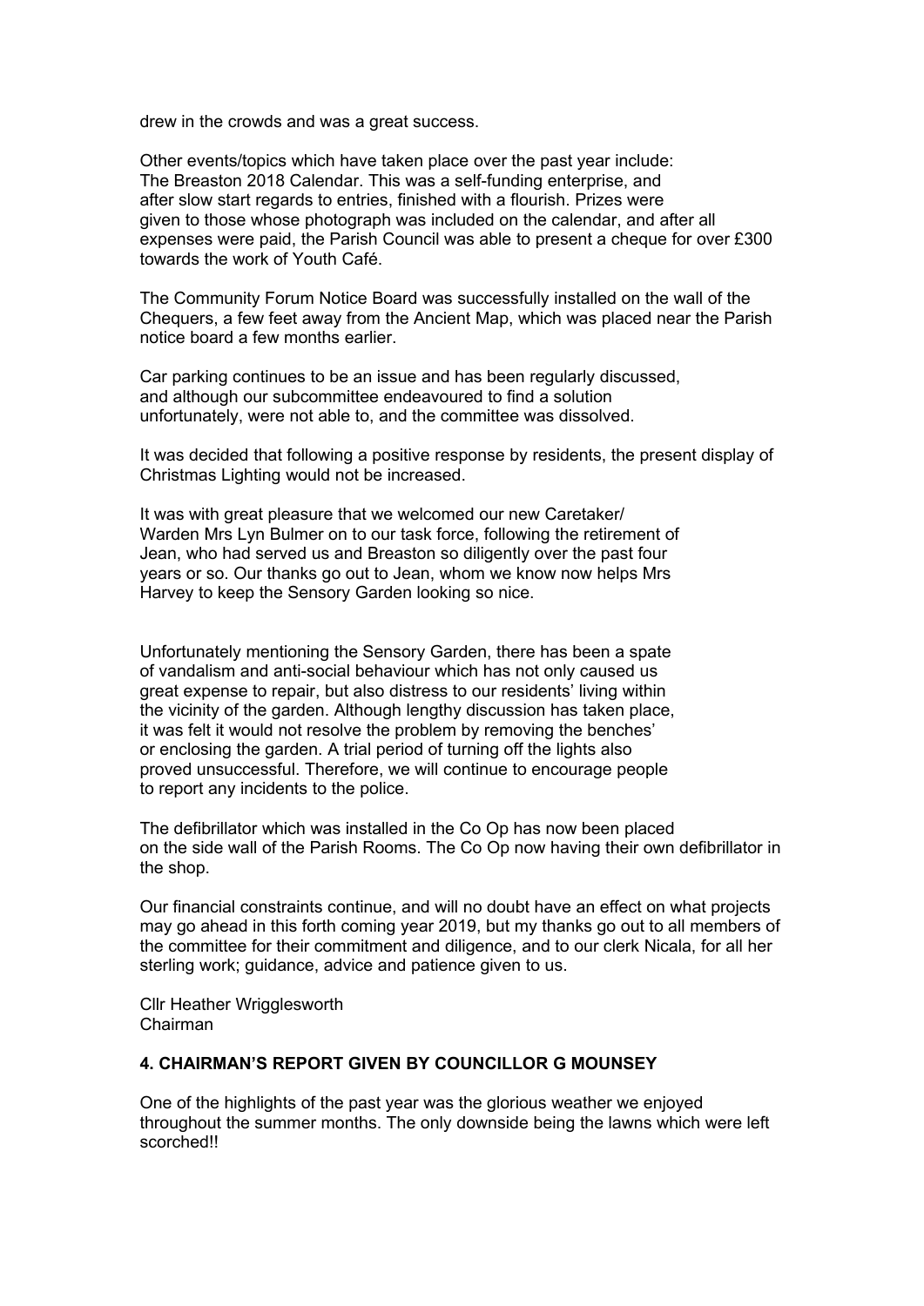drew in the crowds and was a great success.

Other events/topics which have taken place over the past year include:
The Breaston 2018 Calendar. This was a self-funding enterprise, and after slow start regards to entries, finished with a flourish. Prizes were given to those whose photograph was included on the calendar, and after all expenses were paid, the Parish Council was able to present a cheque for over £300 towards the work of Youth Café.

The Community Forum Notice Board was successfully installed on the wall of the Chequers, a few feet away from the Ancient Map, which was placed near the Parish notice board a few months earlier.

Car parking continues to be an issue and has been regularly discussed, and although our subcommittee endeavoured to find a solution unfortunately, were not able to, and the committee was dissolved.

It was decided that following a positive response by residents, the present display of Christmas Lighting would not be increased.

It was with great pleasure that we welcomed our new Caretaker/ Warden Mrs Lyn Bulmer on to our task force, following the retirement of Jean, who had served us and Breaston so diligently over the past four years or so. Our thanks go out to Jean, whom we know now helps Mrs Harvey to keep the Sensory Garden looking so nice.

Unfortunately mentioning the Sensory Garden, there has been a spate of vandalism and anti-social behaviour which has not only caused us great expense to repair, but also distress to our residents' living within the vicinity of the garden. Although lengthy discussion has taken place, it was felt it would not resolve the problem by removing the benches' or enclosing the garden. A trial period of turning off the lights also proved unsuccessful. Therefore, we will continue to encourage people to report any incidents to the police.

The defibrillator which was installed in the Co Op has now been placed on the side wall of the Parish Rooms. The Co Op now having their own defibrillator in the shop.

Our financial constraints continue, and will no doubt have an effect on what projects may go ahead in this forth coming year 2019, but my thanks go out to all members of the committee for their commitment and diligence, and to our clerk Nicala, for all her sterling work; guidance, advice and patience given to us.

Cllr Heather Wrigglesworth
Chairman

## 4. CHAIRMAN'S REPORT GIVEN BY COUNCILLOR G MOUNSEY

One of the highlights of the past year was the glorious weather we enjoyed throughout the summer months. The only downside being the lawns which were left scorched!!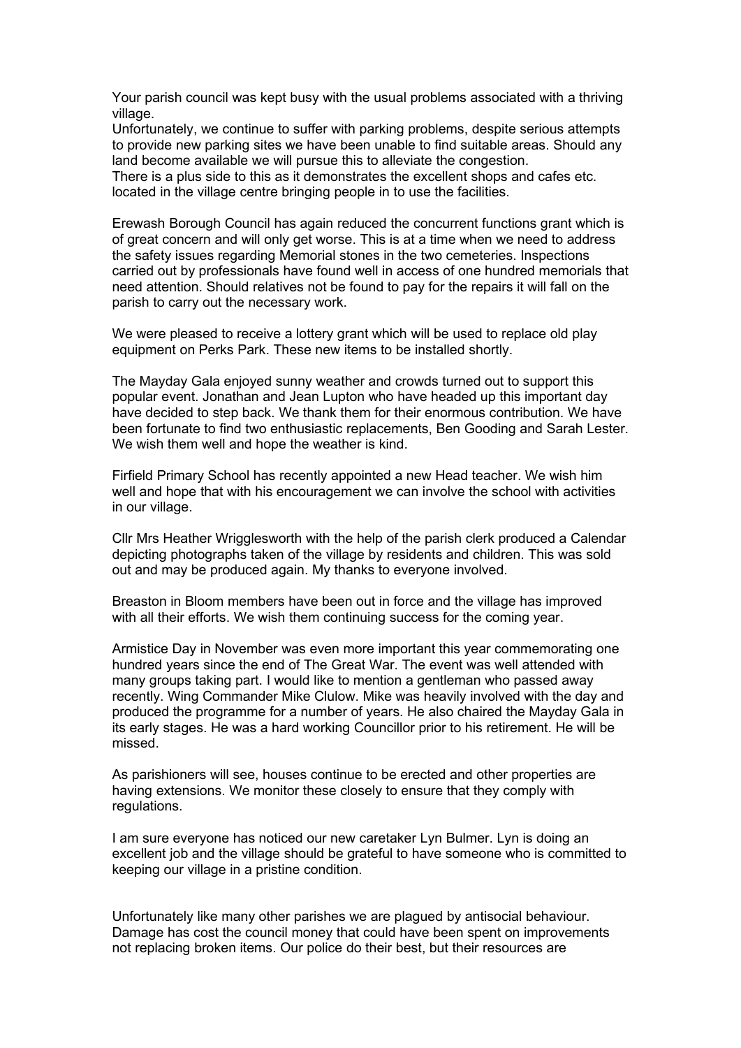Your parish council was kept busy with the usual problems associated with a thriving village.
Unfortunately, we continue to suffer with parking problems, despite serious attempts to provide new parking sites we have been unable to find suitable areas. Should any land become available we will pursue this to alleviate the congestion.
There is a plus side to this as it demonstrates the excellent shops and cafes etc. located in the village centre bringing people in to use the facilities.

Erewash Borough Council has again reduced the concurrent functions grant which is of great concern and will only get worse. This is at a time when we need to address the safety issues regarding Memorial stones in the two cemeteries. Inspections carried out by professionals have found well in access of one hundred memorials that need attention. Should relatives not be found to pay for the repairs it will fall on the parish to carry out the necessary work.

We were pleased to receive a lottery grant which will be used to replace old play equipment on Perks Park. These new items to be installed shortly.

The Mayday Gala enjoyed sunny weather and crowds turned out to support this popular event. Jonathan and Jean Lupton who have headed up this important day have decided to step back. We thank them for their enormous contribution. We have been fortunate to find two enthusiastic replacements, Ben Gooding and Sarah Lester. We wish them well and hope the weather is kind.

Firfield Primary School has recently appointed a new Head teacher. We wish him well and hope that with his encouragement we can involve the school with activities in our village.

Cllr Mrs Heather Wrigglesworth with the help of the parish clerk produced a Calendar depicting photographs taken of the village by residents and children. This was sold out and may be produced again. My thanks to everyone involved.

Breaston in Bloom members have been out in force and the village has improved with all their efforts. We wish them continuing success for the coming year.

Armistice Day in November was even more important this year commemorating one hundred years since the end of The Great War. The event was well attended with many groups taking part. I would like to mention a gentleman who passed away recently. Wing Commander Mike Clulow. Mike was heavily involved with the day and produced the programme for a number of years. He also chaired the Mayday Gala in its early stages. He was a hard working Councillor prior to his retirement. He will be missed.

As parishioners will see, houses continue to be erected and other properties are having extensions. We monitor these closely to ensure that they comply with regulations.

I am sure everyone has noticed our new caretaker Lyn Bulmer. Lyn is doing an excellent job and the village should be grateful to have someone who is committed to keeping our village in a pristine condition.

Unfortunately like many other parishes we are plagued by antisocial behaviour. Damage has cost the council money that could have been spent on improvements not replacing broken items. Our police do their best, but their resources are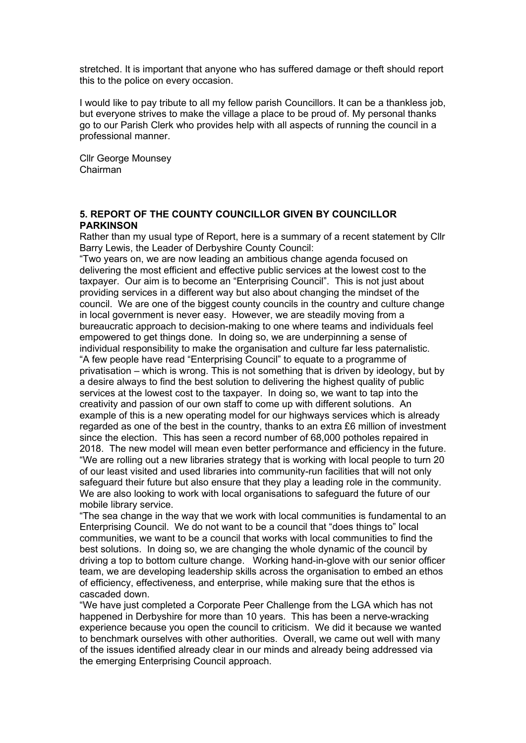stretched. It is important that anyone who has suffered damage or theft should report this to the police on every occasion.

I would like to pay tribute to all my fellow parish Councillors. It can be a thankless job, but everyone strives to make the village a place to be proud of. My personal thanks go to our Parish Clerk who provides help with all aspects of running the council in a professional manner.

Cllr George Mounsey
Chairman

**5. REPORT OF THE COUNTY COUNCILLOR GIVEN BY COUNCILLOR PARKINSON**

Rather than my usual type of Report, here is a summary of a recent statement by Cllr Barry Lewis, the Leader of Derbyshire County Council:

"Two years on, we are now leading an ambitious change agenda focused on delivering the most efficient and effective public services at the lowest cost to the taxpayer. Our aim is to become an "Enterprising Council". This is not just about providing services in a different way but also about changing the mindset of the council. We are one of the biggest county councils in the country and culture change in local government is never easy. However, we are steadily moving from a bureaucratic approach to decision-making to one where teams and individuals feel empowered to get things done. In doing so, we are underpinning a sense of individual responsibility to make the organisation and culture far less paternalistic.

"A few people have read "Enterprising Council" to equate to a programme of privatisation – which is wrong. This is not something that is driven by ideology, but by a desire always to find the best solution to delivering the highest quality of public services at the lowest cost to the taxpayer. In doing so, we want to tap into the creativity and passion of our own staff to come up with different solutions. An example of this is a new operating model for our highways services which is already regarded as one of the best in the country, thanks to an extra £6 million of investment since the election. This has seen a record number of 68,000 potholes repaired in 2018. The new model will mean even better performance and efficiency in the future.

"We are rolling out a new libraries strategy that is working with local people to turn 20 of our least visited and used libraries into community-run facilities that will not only safeguard their future but also ensure that they play a leading role in the community. We are also looking to work with local organisations to safeguard the future of our mobile library service.

"The sea change in the way that we work with local communities is fundamental to an Enterprising Council. We do not want to be a council that "does things to" local communities, we want to be a council that works with local communities to find the best solutions. In doing so, we are changing the whole dynamic of the council by driving a top to bottom culture change. Working hand-in-glove with our senior officer team, we are developing leadership skills across the organisation to embed an ethos of efficiency, effectiveness, and enterprise, while making sure that the ethos is cascaded down.

"We have just completed a Corporate Peer Challenge from the LGA which has not happened in Derbyshire for more than 10 years. This has been a nerve-wracking experience because you open the council to criticism. We did it because we wanted to benchmark ourselves with other authorities. Overall, we came out well with many of the issues identified already clear in our minds and already being addressed via the emerging Enterprising Council approach.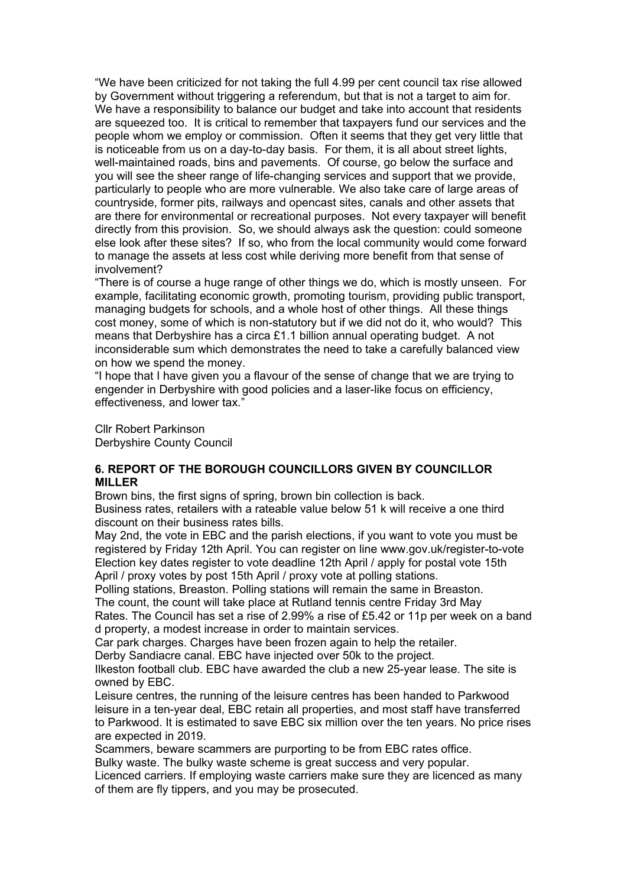"We have been criticized for not taking the full 4.99 per cent council tax rise allowed by Government without triggering a referendum, but that is not a target to aim for. We have a responsibility to balance our budget and take into account that residents are squeezed too. It is critical to remember that taxpayers fund our services and the people whom we employ or commission. Often it seems that they get very little that is noticeable from us on a day-to-day basis. For them, it is all about street lights, well-maintained roads, bins and pavements. Of course, go below the surface and you will see the sheer range of life-changing services and support that we provide, particularly to people who are more vulnerable. We also take care of large areas of countryside, former pits, railways and opencast sites, canals and other assets that are there for environmental or recreational purposes. Not every taxpayer will benefit directly from this provision. So, we should always ask the question: could someone else look after these sites? If so, who from the local community would come forward to manage the assets at less cost while deriving more benefit from that sense of involvement?

"There is of course a huge range of other things we do, which is mostly unseen. For example, facilitating economic growth, promoting tourism, providing public transport, managing budgets for schools, and a whole host of other things. All these things cost money, some of which is non-statutory but if we did not do it, who would? This means that Derbyshire has a circa £1.1 billion annual operating budget. A not inconsiderable sum which demonstrates the need to take a carefully balanced view on how we spend the money.

"I hope that I have given you a flavour of the sense of change that we are trying to engender in Derbyshire with good policies and a laser-like focus on efficiency, effectiveness, and lower tax."

Cllr Robert Parkinson
Derbyshire County Council

**6. REPORT OF THE BOROUGH COUNCILLORS GIVEN BY COUNCILLOR MILLER**

Brown bins, the first signs of spring, brown bin collection is back.
Business rates, retailers with a rateable value below 51 k will receive a one third discount on their business rates bills.
May 2nd, the vote in EBC and the parish elections, if you want to vote you must be registered by Friday 12th April. You can register on line www.gov.uk/register-to-vote
Election key dates register to vote deadline 12th April / apply for postal vote 15th April / proxy votes by post 15th April / proxy vote at polling stations.
Polling stations, Breaston. Polling stations will remain the same in Breaston.
The count, the count will take place at Rutland tennis centre Friday 3rd May
Rates. The Council has set a rise of 2.99% a rise of £5.42 or 11p per week on a band d property, a modest increase in order to maintain services.
Car park charges. Charges have been frozen again to help the retailer.
Derby Sandiacre canal. EBC have injected over 50k to the project.
Ilkeston football club. EBC have awarded the club a new 25-year lease. The site is owned by EBC.
Leisure centres, the running of the leisure centres has been handed to Parkwood leisure in a ten-year deal, EBC retain all properties, and most staff have transferred to Parkwood. It is estimated to save EBC six million over the ten years. No price rises are expected in 2019.
Scammers, beware scammers are purporting to be from EBC rates office.
Bulky waste. The bulky waste scheme is great success and very popular.
Licenced carriers. If employing waste carriers make sure they are licenced as many of them are fly tippers, and you may be prosecuted.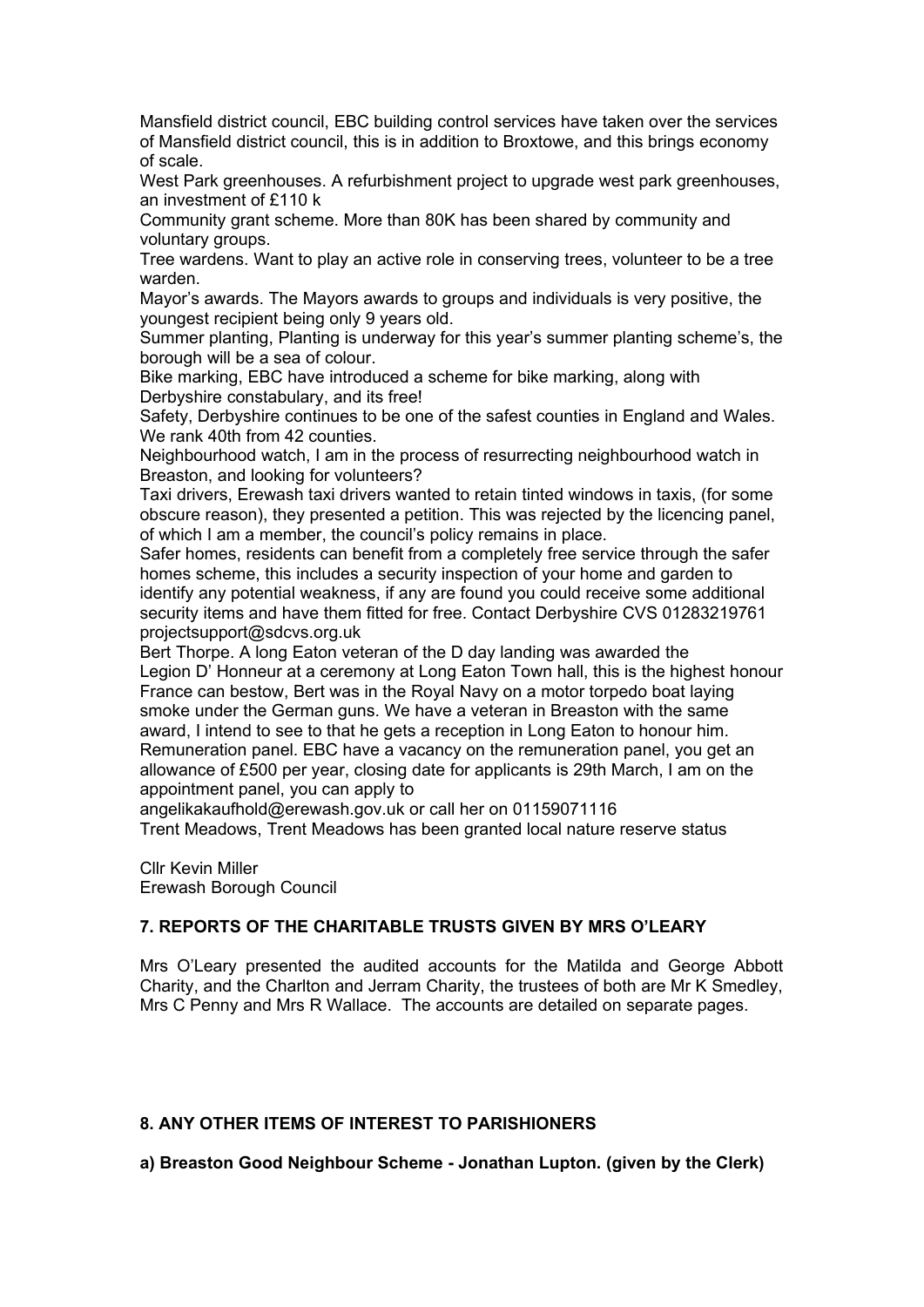Mansfield district council, EBC building control services have taken over the services of Mansfield district council, this is in addition to Broxtowe, and this brings economy of scale.

West Park greenhouses. A refurbishment project to upgrade west park greenhouses, an investment of £110 k

Community grant scheme. More than 80K has been shared by community and voluntary groups.

Tree wardens. Want to play an active role in conserving trees, volunteer to be a tree warden.

Mayor's awards. The Mayors awards to groups and individuals is very positive, the youngest recipient being only 9 years old.

Summer planting, Planting is underway for this year's summer planting scheme's, the borough will be a sea of colour.

Bike marking, EBC have introduced a scheme for bike marking, along with Derbyshire constabulary, and its free!

Safety, Derbyshire continues to be one of the safest counties in England and Wales. We rank 40th from 42 counties.

Neighbourhood watch, I am in the process of resurrecting neighbourhood watch in Breaston, and looking for volunteers?

Taxi drivers, Erewash taxi drivers wanted to retain tinted windows in taxis, (for some obscure reason), they presented a petition. This was rejected by the licencing panel, of which I am a member, the council's policy remains in place.

Safer homes, residents can benefit from a completely free service through the safer homes scheme, this includes a security inspection of your home and garden to identify any potential weakness, if any are found you could receive some additional security items and have them fitted for free. Contact Derbyshire CVS 01283219761 projectsupport@sdcvs.org.uk

Bert Thorpe. A long Eaton veteran of the D day landing was awarded the Legion D' Honneur at a ceremony at Long Eaton Town hall, this is the highest honour France can bestow, Bert was in the Royal Navy on a motor torpedo boat laying smoke under the German guns. We have a veteran in Breaston with the same award, I intend to see to that he gets a reception in Long Eaton to honour him.

Remuneration panel. EBC have a vacancy on the remuneration panel, you get an allowance of £500 per year, closing date for applicants is 29th March, I am on the appointment panel, you can apply to angelikakaufhold@erewash.gov.uk or call her on 01159071116

Trent Meadows, Trent Meadows has been granted local nature reserve status

Cllr Kevin Miller
Erewash Borough Council

**7. REPORTS OF THE CHARITABLE TRUSTS GIVEN BY MRS O'LEARY**

Mrs O'Leary presented the audited accounts for the Matilda and George Abbott Charity, and the Charlton and Jerram Charity, the trustees of both are Mr K Smedley, Mrs C Penny and Mrs R Wallace. The accounts are detailed on separate pages.

**8. ANY OTHER ITEMS OF INTEREST TO PARISHIONERS**

**a) Breaston Good Neighbour Scheme - Jonathan Lupton. (given by the Clerk)**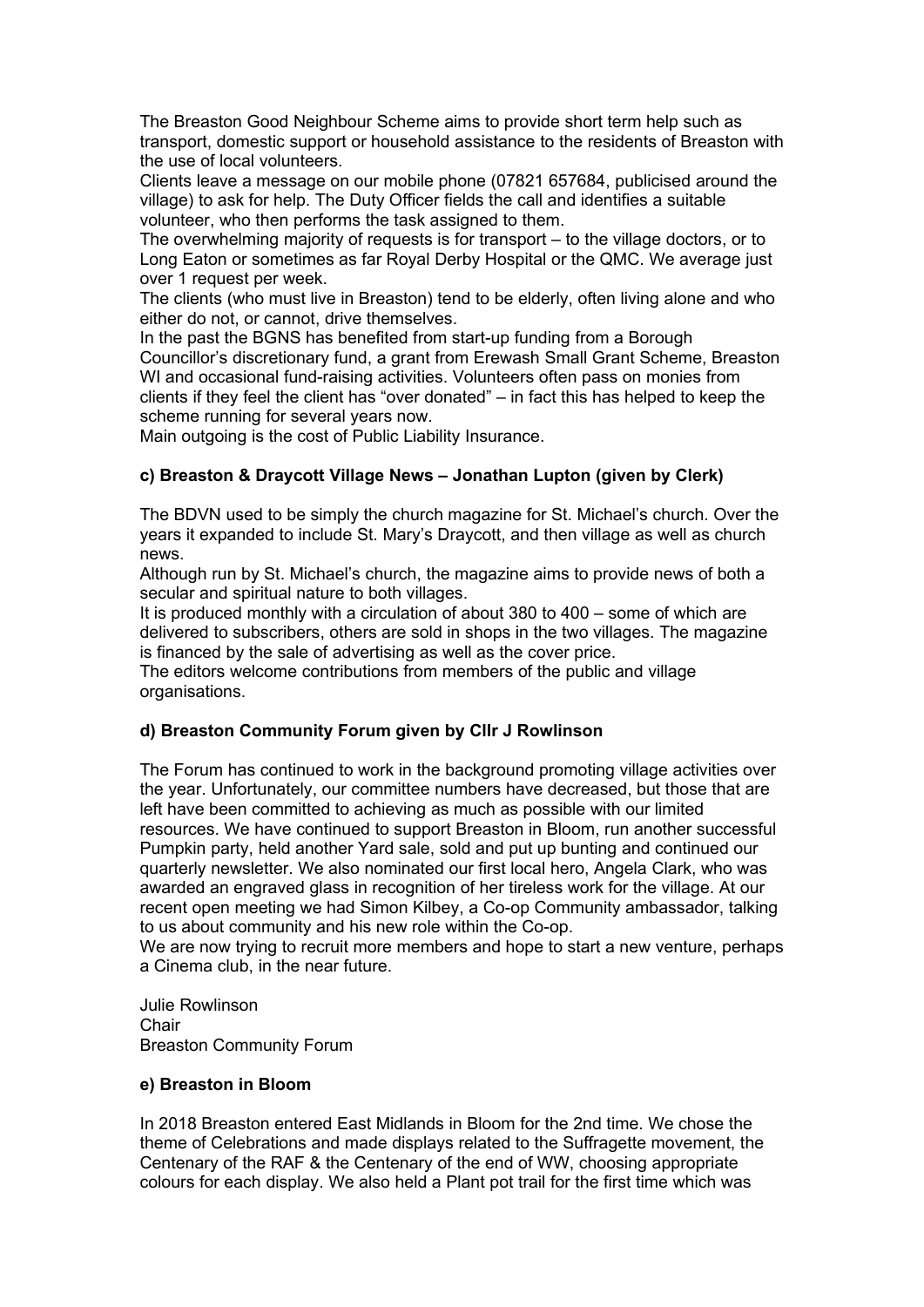The Breaston Good Neighbour Scheme aims to provide short term help such as transport, domestic support or household assistance to the residents of Breaston with the use of local volunteers.

Clients leave a message on our mobile phone (07821 657684, publicised around the village) to ask for help. The Duty Officer fields the call and identifies a suitable volunteer, who then performs the task assigned to them.

The overwhelming majority of requests is for transport – to the village doctors, or to Long Eaton or sometimes as far Royal Derby Hospital or the QMC. We average just over 1 request per week.

The clients (who must live in Breaston) tend to be elderly, often living alone and who either do not, or cannot, drive themselves.

In the past the BGNS has benefited from start-up funding from a Borough Councillor's discretionary fund, a grant from Erewash Small Grant Scheme, Breaston WI and occasional fund-raising activities. Volunteers often pass on monies from clients if they feel the client has "over donated" – in fact this has helped to keep the scheme running for several years now.

Main outgoing is the cost of Public Liability Insurance.

**c) Breaston & Draycott Village News – Jonathan Lupton (given by Clerk)**

The BDVN used to be simply the church magazine for St. Michael's church. Over the years it expanded to include St. Mary's Draycott, and then village as well as church news.

Although run by St. Michael's church, the magazine aims to provide news of both a secular and spiritual nature to both villages.

It is produced monthly with a circulation of about 380 to 400 – some of which are delivered to subscribers, others are sold in shops in the two villages. The magazine is financed by the sale of advertising as well as the cover price.

The editors welcome contributions from members of the public and village organisations.

**d) Breaston Community Forum given by Cllr J Rowlinson**

The Forum has continued to work in the background promoting village activities over the year. Unfortunately, our committee numbers have decreased, but those that are left have been committed to achieving as much as possible with our limited resources. We have continued to support Breaston in Bloom, run another successful Pumpkin party, held another Yard sale, sold and put up bunting and continued our quarterly newsletter. We also nominated our first local hero, Angela Clark, who was awarded an engraved glass in recognition of her tireless work for the village. At our recent open meeting we had Simon Kilbey, a Co-op Community ambassador, talking to us about community and his new role within the Co-op.

We are now trying to recruit more members and hope to start a new venture, perhaps a Cinema club, in the near future.

Julie Rowlinson
Chair
Breaston Community Forum

**e) Breaston in Bloom**

In 2018 Breaston entered East Midlands in Bloom for the 2nd time. We chose the theme of Celebrations and made displays related to the Suffragette movement, the Centenary of the RAF & the Centenary of the end of WW, choosing appropriate colours for each display. We also held a Plant pot trail for the first time which was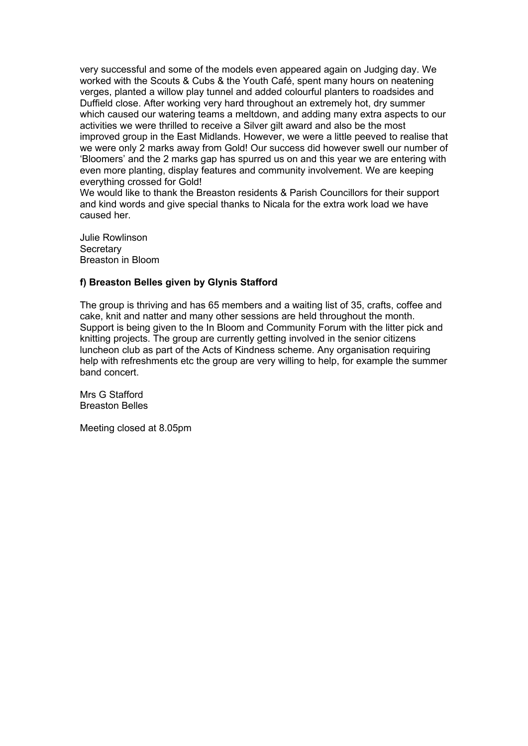very successful and some of the models even appeared again on Judging day. We worked with the Scouts & Cubs & the Youth Café, spent many hours on neatening verges, planted a willow play tunnel and added colourful planters to roadsides and Duffield close. After working very hard throughout an extremely hot, dry summer which caused our watering teams a meltdown, and adding many extra aspects to our activities we were thrilled to receive a Silver gilt award and also be the most improved group in the East Midlands. However, we were a little peeved to realise that we were only 2 marks away from Gold! Our success did however swell our number of 'Bloomers' and the 2 marks gap has spurred us on and this year we are entering with even more planting, display features and community involvement. We are keeping everything crossed for Gold!
We would like to thank the Breaston residents & Parish Councillors for their support and kind words and give special thanks to Nicala for the extra work load we have caused her.

Julie Rowlinson
Secretary
Breaston in Bloom

**f) Breaston Belles given by Glynis Stafford**

The group is thriving and has 65 members and a waiting list of 35, crafts, coffee and cake, knit and natter and many other sessions are held throughout the month. Support is being given to the In Bloom and Community Forum with the litter pick and knitting projects. The group are currently getting involved in the senior citizens luncheon club as part of the Acts of Kindness scheme. Any organisation requiring help with refreshments etc the group are very willing to help, for example the summer band concert.

Mrs G Stafford
Breaston Belles

Meeting closed at 8.05pm